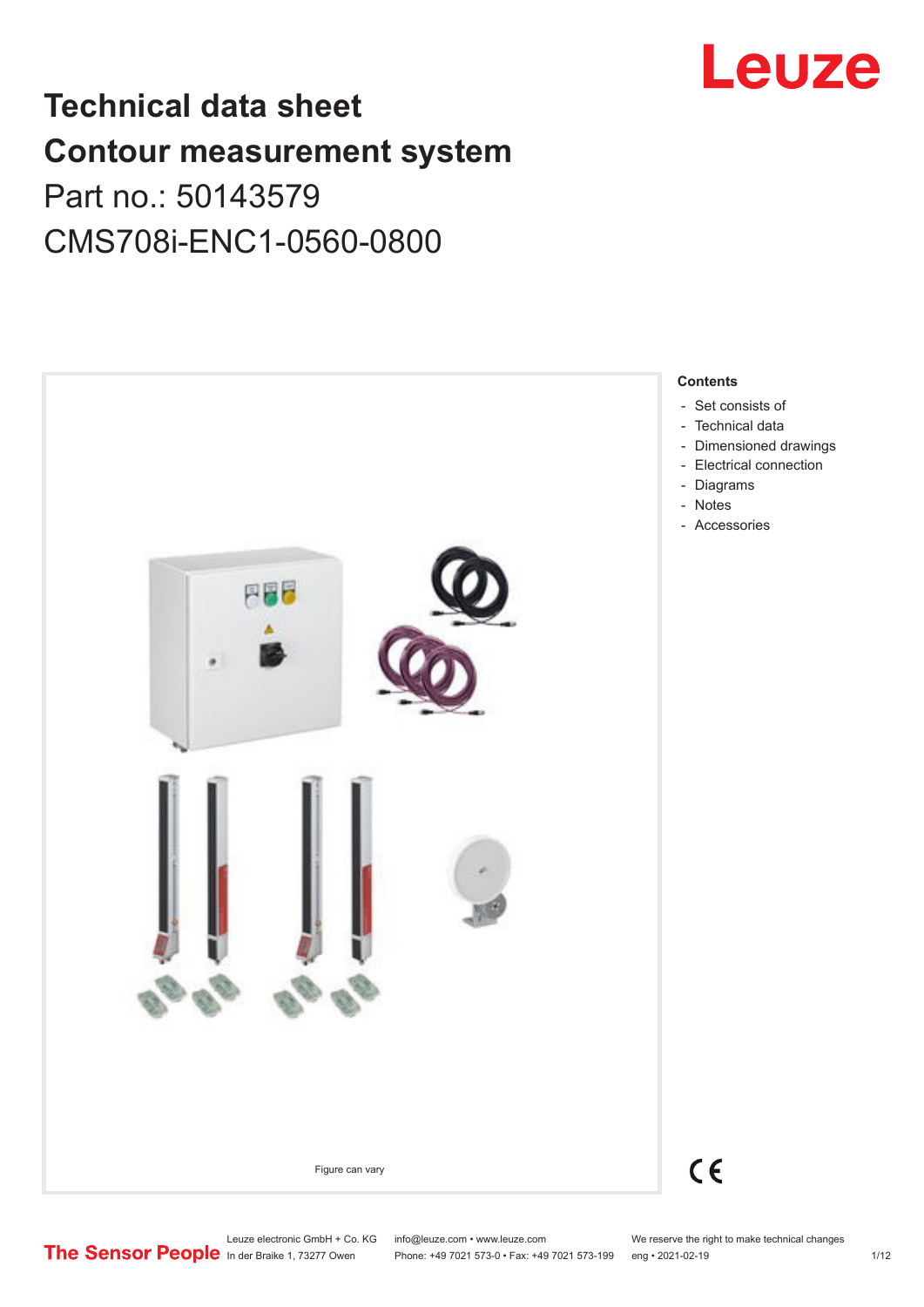# Technical data sheet
# Contour measurement system

Part no.: 50143579

CMS708i-ENC1-0560-0800

Figure can vary

**Contents**

- Set consists of
- Technical data
- Dimensioned drawings
- Electrical connection
- Diagrams
- Notes
- Accessories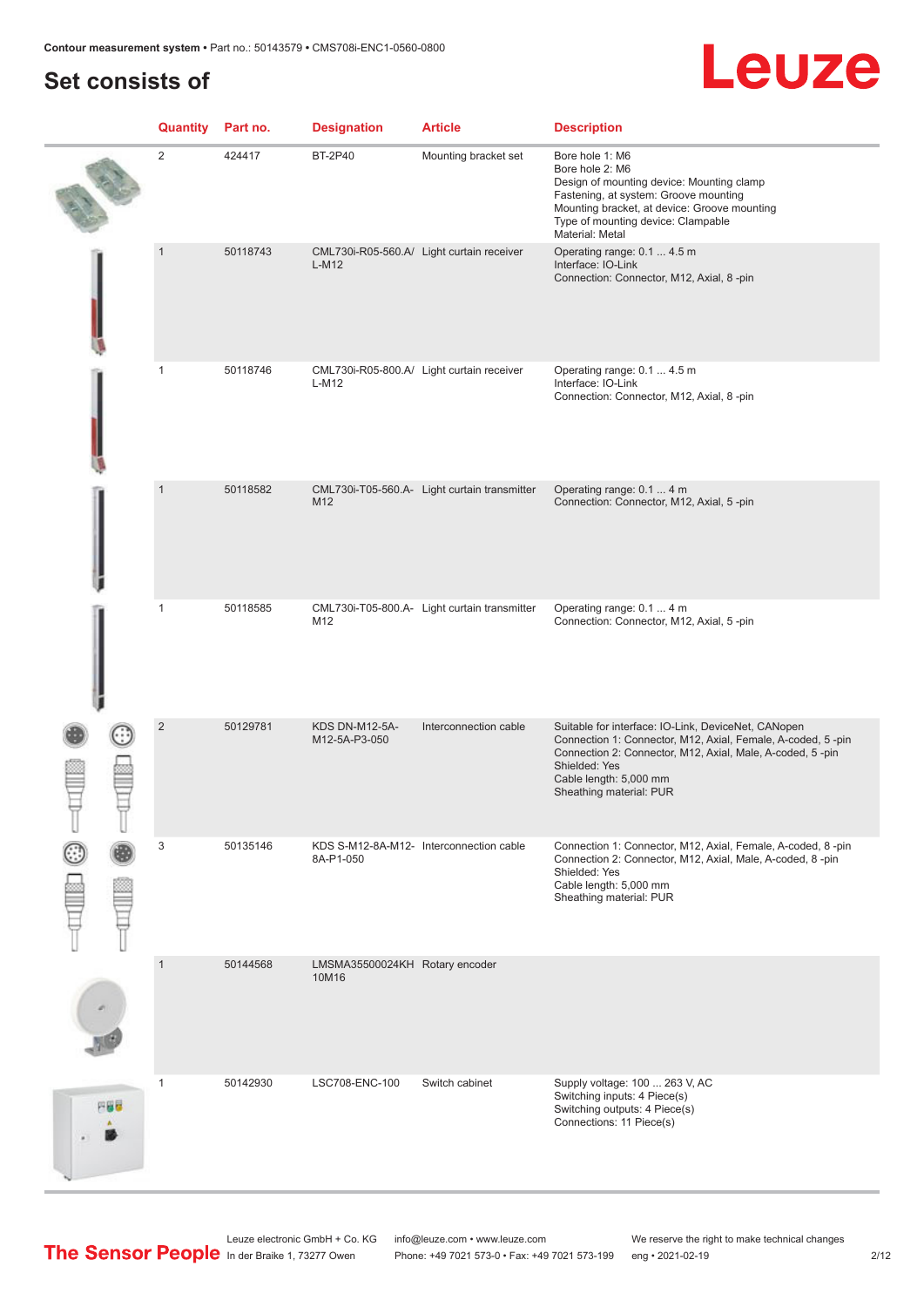## Set consists of

| Quantity | Part no. | Designation | Article | Description |
|---|---|---|---|---|
| 2 | 424417 | BT-2P40 | Mounting bracket set | Bore hole 1: M6<br>Bore hole 2: M6<br>Design of mounting device: Mounting clamp<br>Fastening, at system: Groove mounting<br>Mounting bracket, at device: Groove mounting<br>Type of mounting device: Clampable<br>Material: Metal |
| 1 | 50118743 | CML730i-R05-560.A/L-M12 | Light curtain receiver | Operating range: 0.1 ... 4.5 m<br>Interface: IO-Link<br>Connection: Connector, M12, Axial, 8 -pin |
| 1 | 50118746 | CML730i-R05-800.A/L-M12 | Light curtain receiver | Operating range: 0.1 ... 4.5 m<br>Interface: IO-Link<br>Connection: Connector, M12, Axial, 8 -pin |
| 1 | 50118582 | CML730i-T05-560.A-M12 | Light curtain transmitter | Operating range: 0.1 ... 4 m<br>Connection: Connector, M12, Axial, 5 -pin |
| 1 | 50118585 | CML730i-T05-800.A-M12 | Light curtain transmitter | Operating range: 0.1 ... 4 m<br>Connection: Connector, M12, Axial, 5 -pin |
| 2 | 50129781 | KDS DN-M12-5A-M12-5A-P3-050 | Interconnection cable | Suitable for interface: IO-Link, DeviceNet, CANopen<br>Connection 1: Connector, M12, Axial, Female, A-coded, 5 -pin<br>Connection 2: Connector, M12, Axial, Male, A-coded, 5 -pin<br>Shielded: Yes<br>Cable length: 5,000 mm<br>Sheathing material: PUR |
| 3 | 50135146 | KDS S-M12-8A-M12-8A-P1-050 | Interconnection cable | Connection 1: Connector, M12, Axial, Female, A-coded, 8 -pin<br>Connection 2: Connector, M12, Axial, Male, A-coded, 8 -pin<br>Shielded: Yes<br>Cable length: 5,000 mm<br>Sheathing material: PUR |
| 1 | 50144568 | LMSMA35500024KH10M16 | Rotary encoder | |
| 1 | 50142930 | LSC708-ENC-100 | Switch cabinet | Supply voltage: 100 ... 263 V, AC<br>Switching inputs: 4 Piece(s)<br>Switching outputs: 4 Piece(s)<br>Connections: 11 Piece(s) |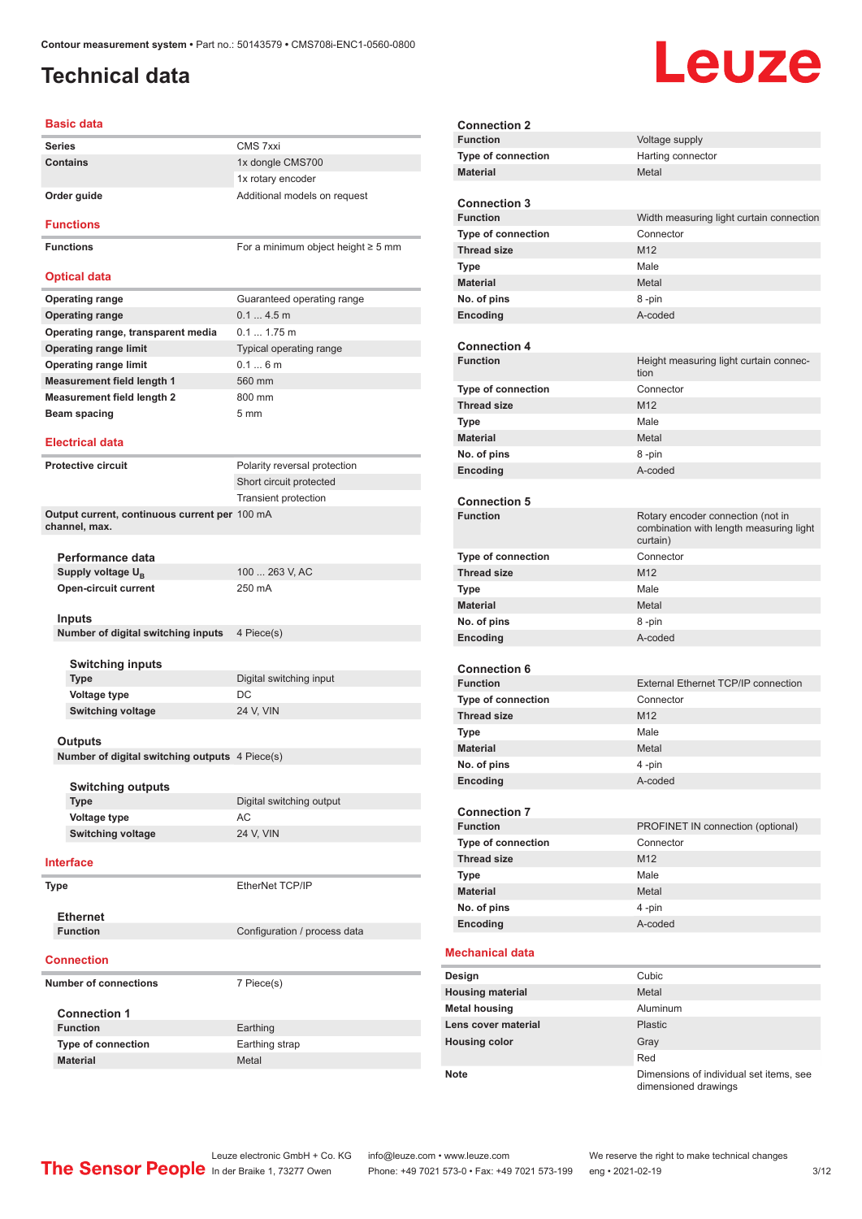# Technical data

## Basic data

| | |
|---|---|
| **Series** | CMS 7xxi |
| **Contains** | 1x dongle CMS700 |
| | 1x rotary encoder |
| **Order guide** | Additional models on request |

## Functions

| | |
|---|---|
| **Functions** | For a minimum object height ≥ 5 mm |

## Optical data

| | |
|---|---|
| **Operating range** | Guaranteed operating range |
| **Operating range** | 0.1 ... 4.5 m |
| **Operating range, transparent media** | 0.1 ... 1.75 m |
| **Operating range limit** | Typical operating range |
| **Operating range limit** | 0.1 ... 6 m |
| **Measurement field length 1** | 560 mm |
| **Measurement field length 2** | 800 mm |
| **Beam spacing** | 5 mm |

## Electrical data

| | |
|---|---|
| **Protective circuit** | Polarity reversal protection |
| | Short circuit protected |
| | Transient protection |
| **Output current, continuous current per channel, max.** | 100 mA |

### Performance data

| | |
|---|---|
| **Supply voltage $U_B$** | 100 ... 263 V, AC |
| **Open-circuit current** | 250 mA |

### Inputs

| | |
|---|---|
| **Number of digital switching inputs** | 4 Piece(s) |

#### Switching inputs

| | |
|---|---|
| **Type** | Digital switching input |
| **Voltage type** | DC |
| **Switching voltage** | 24 V, VIN |

### Outputs

| | |
|---|---|
| **Number of digital switching outputs** | 4 Piece(s) |

#### Switching outputs

| | |
|---|---|
| **Type** | Digital switching output |
| **Voltage type** | AC |
| **Switching voltage** | 24 V, VIN |

## Interface

| | |
|---|---|
| **Type** | EtherNet TCP/IP |

### Ethernet

| | |
|---|---|
| **Function** | Configuration / process data |

## Connection

| | |
|---|---|
| **Number of connections** | 7 Piece(s) |

### Connection 1

| | |
|---|---|
| **Function** | Earthing |
| **Type of connection** | Earthing strap |
| **Material** | Metal |

### Connection 2

| | |
|---|---|
| **Function** | Voltage supply |
| **Type of connection** | Harting connector |
| **Material** | Metal |

### Connection 3

| | |
|---|---|
| **Function** | Width measuring light curtain connection |
| **Type of connection** | Connector |
| **Thread size** | M12 |
| **Type** | Male |
| **Material** | Metal |
| **No. of pins** | 8 -pin |
| **Encoding** | A-coded |

### Connection 4

| | |
|---|---|
| **Function** | Height measuring light curtain connection |
| **Type of connection** | Connector |
| **Thread size** | M12 |
| **Type** | Male |
| **Material** | Metal |
| **No. of pins** | 8 -pin |
| **Encoding** | A-coded |

### Connection 5

| | |
|---|---|
| **Function** | Rotary encoder connection (not in combination with length measuring light curtain) |
| **Type of connection** | Connector |
| **Thread size** | M12 |
| **Type** | Male |
| **Material** | Metal |
| **No. of pins** | 8 -pin |
| **Encoding** | A-coded |

### Connection 6

| | |
|---|---|
| **Function** | External Ethernet TCP/IP connection |
| **Type of connection** | Connector |
| **Thread size** | M12 |
| **Type** | Male |
| **Material** | Metal |
| **No. of pins** | 4 -pin |
| **Encoding** | A-coded |

### Connection 7

| | |
|---|---|
| **Function** | PROFINET IN connection (optional) |
| **Type of connection** | Connector |
| **Thread size** | M12 |
| **Type** | Male |
| **Material** | Metal |
| **No. of pins** | 4 -pin |
| **Encoding** | A-coded |

## Mechanical data

| | |
|---|---|
| **Design** | Cubic |
| **Housing material** | Metal |
| **Metal housing** | Aluminum |
| **Lens cover material** | Plastic |
| **Housing color** | Gray |
| | Red |
| **Note** | Dimensions of individual set items, see dimensioned drawings |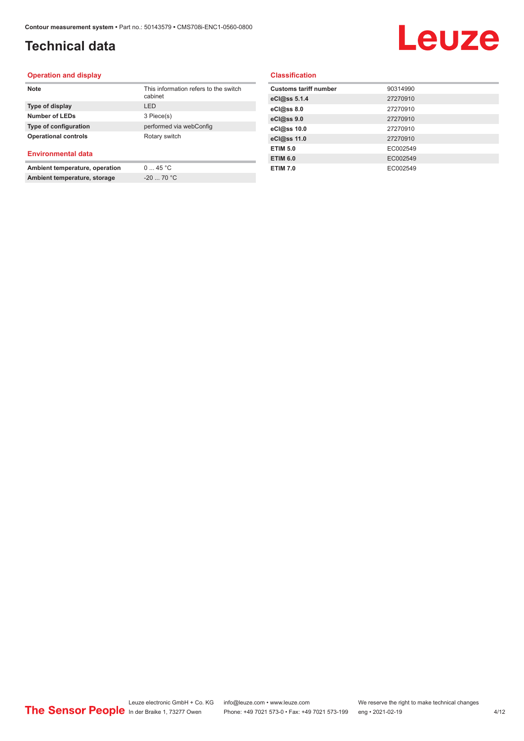# Technical data

## Operation and display

| | |
|---|---|
| **Note** | This information refers to the switch cabinet |
| **Type of display** | LED |
| **Number of LEDs** | 3 Piece(s) |
| **Type of configuration** | performed via webConfig |
| **Operational controls** | Rotary switch |

## Environmental data

| | |
|---|---|
| **Ambient temperature, operation** | 0 ... 45 °C |
| **Ambient temperature, storage** | -20 ... 70 °C |

## Classification

| | |
|---|---|
| **Customs tariff number** | 90314990 |
| **eCl@ss 5.1.4** | 27270910 |
| **eCl@ss 8.0** | 27270910 |
| **eCl@ss 9.0** | 27270910 |
| **eCl@ss 10.0** | 27270910 |
| **eCl@ss 11.0** | 27270910 |
| **ETIM 5.0** | EC002549 |
| **ETIM 6.0** | EC002549 |
| **ETIM 7.0** | EC002549 |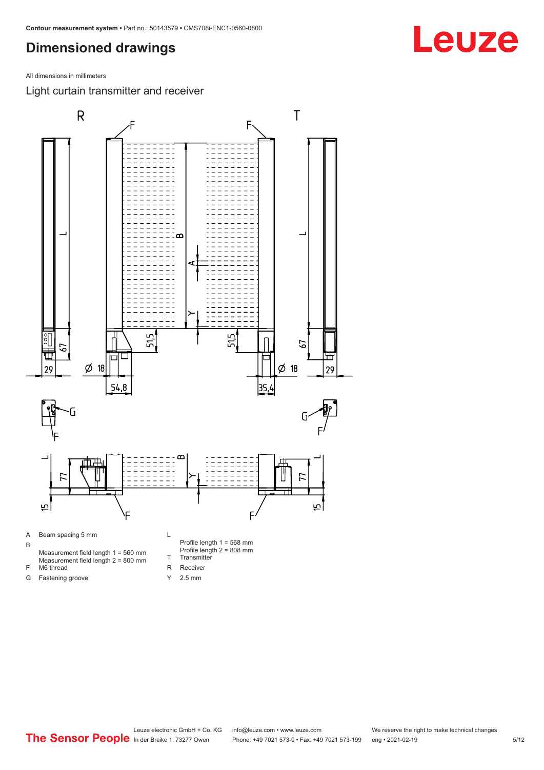# Dimensioned drawings

All dimensions in millimeters

## Light curtain transmitter and receiver

A Beam spacing 5 mm

B Measurement field length 1 = 560 mm
Measurement field length 2 = 800 mm

F M6 thread

G Fastening groove

L Profile length 1 = 568 mm
Profile length 2 = 808 mm

T Transmitter

R Receiver

Y 2.5 mm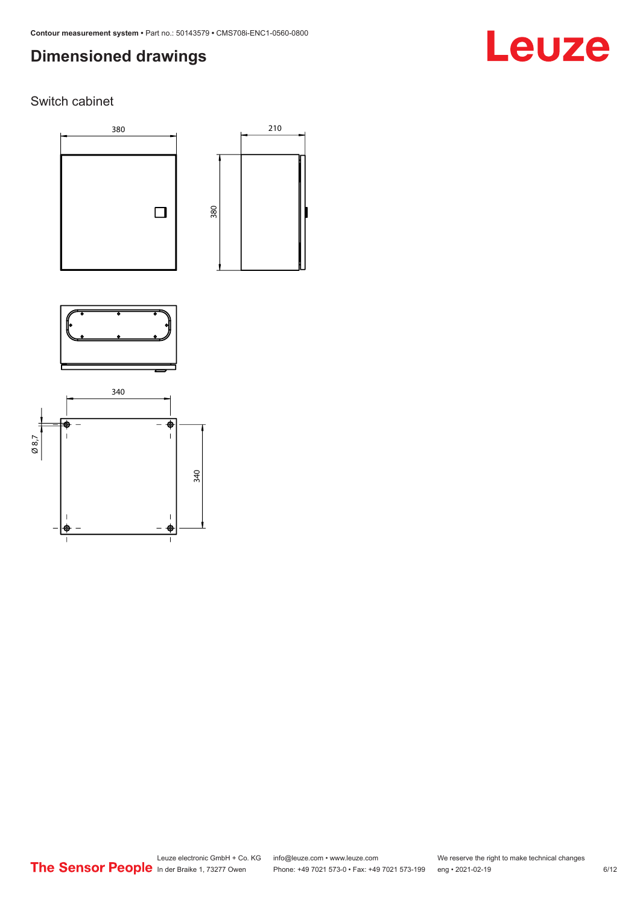# Dimensioned drawings

Switch cabinet

380

210

380

340

Ø 8,7

340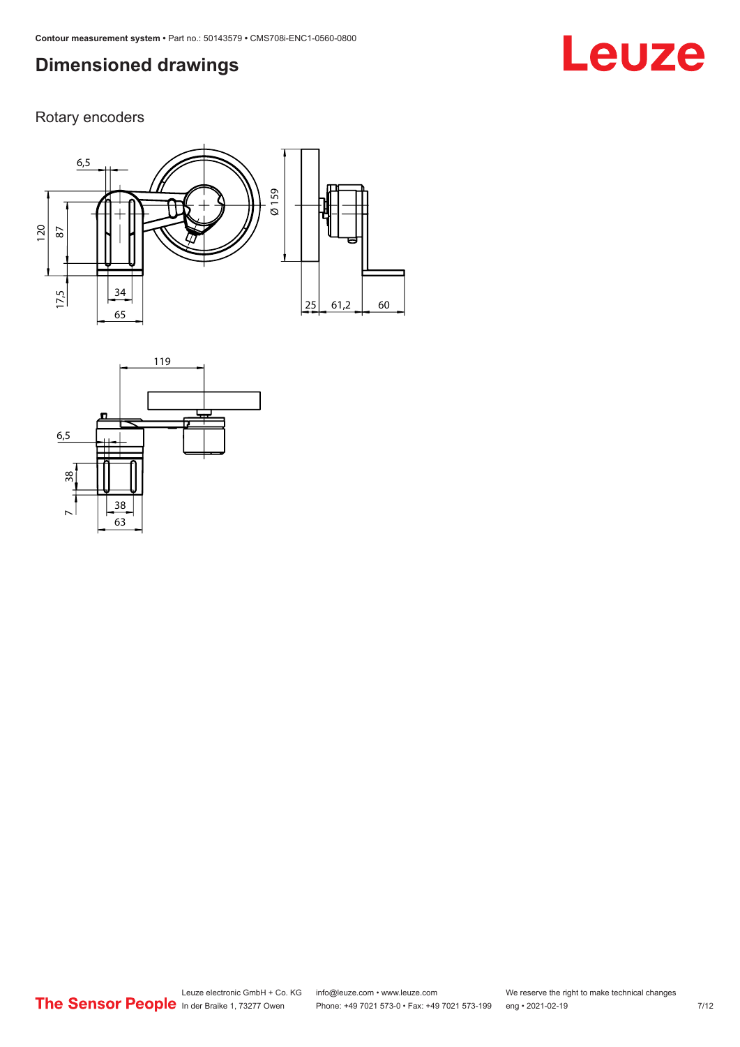# Dimensioned drawings

Rotary encoders

6,5

120

87

17,5

34

65

Ø 159

25

61,2

60

119

6,5

38

7

38

63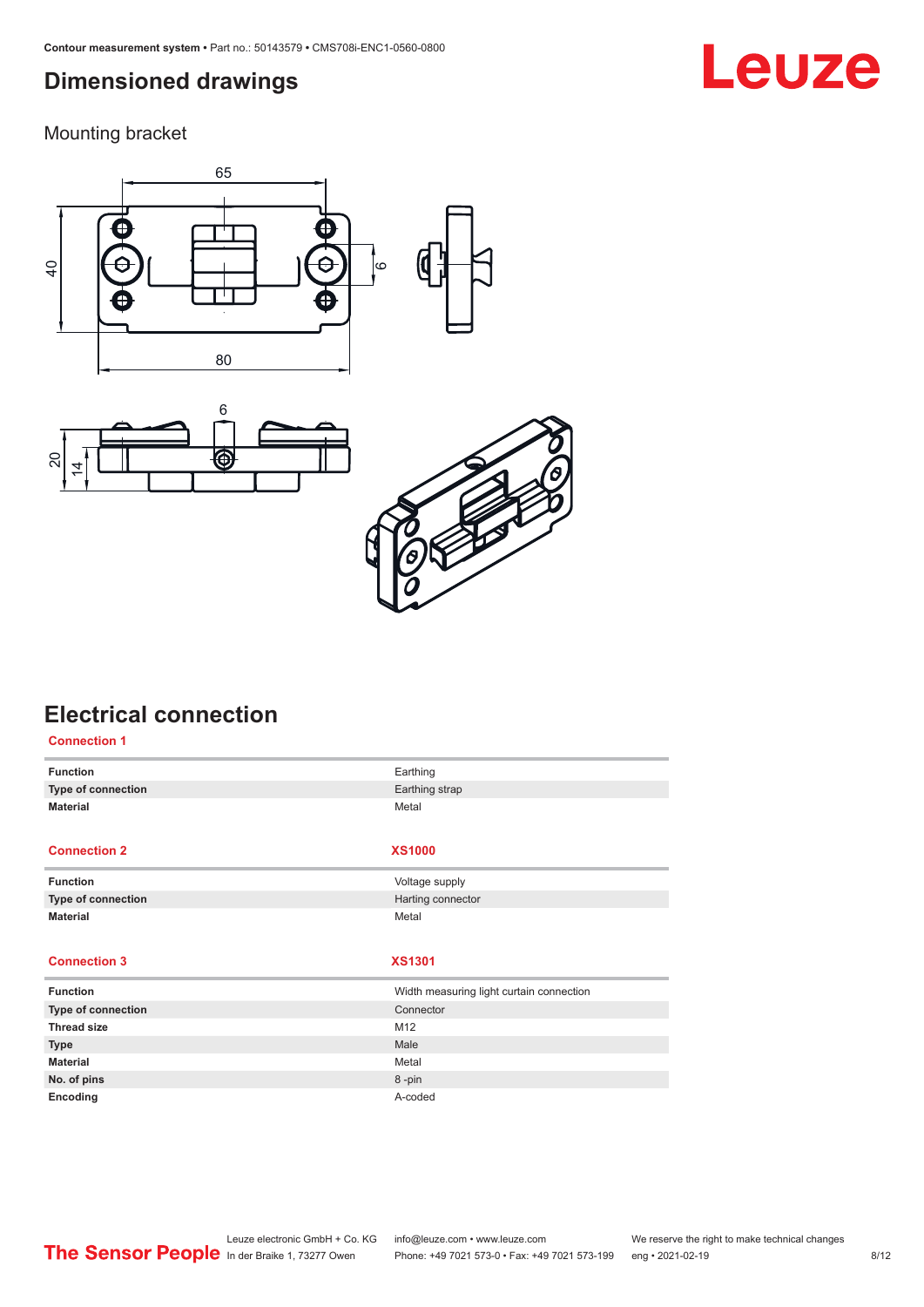# Dimensioned drawings

## Mounting bracket

# Electrical connection

### Connection 1

| | |
|---|---|
| **Function** | Earthing |
| **Type of connection** | Earthing strap |
| **Material** | Metal |

### Connection 2 — XS1000

| | |
|---|---|
| **Function** | Voltage supply |
| **Type of connection** | Harting connector |
| **Material** | Metal |

### Connection 3 — XS1301

| | |
|---|---|
| **Function** | Width measuring light curtain connection |
| **Type of connection** | Connector |
| **Thread size** | M12 |
| **Type** | Male |
| **Material** | Metal |
| **No. of pins** | 8 -pin |
| **Encoding** | A-coded |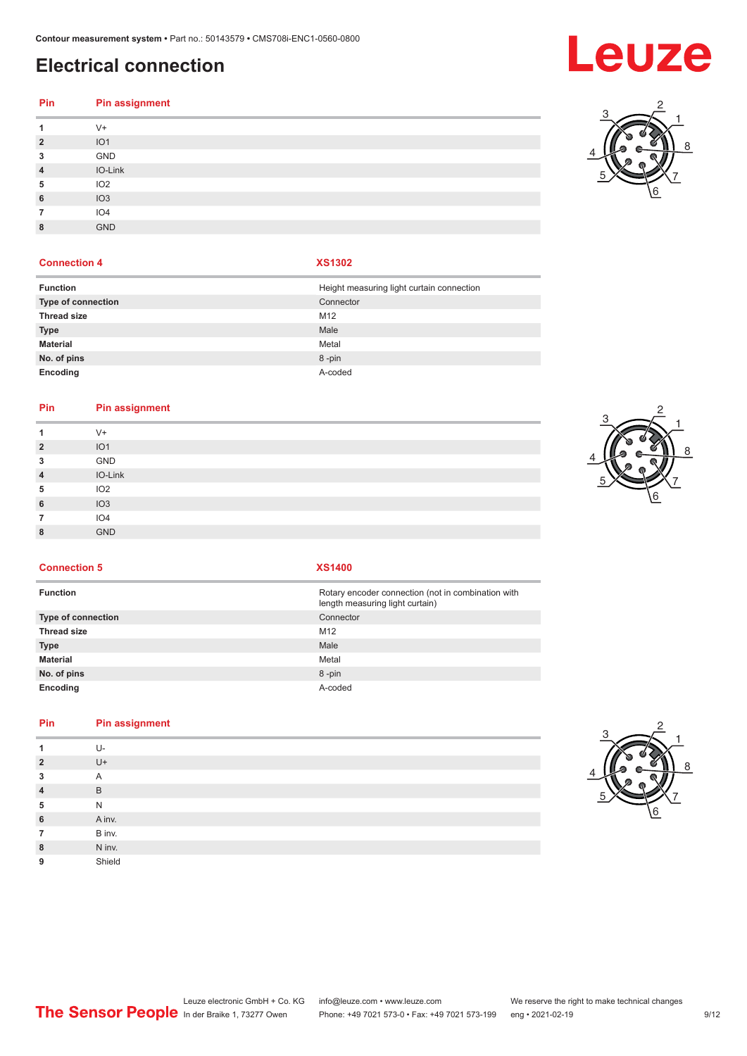# Electrical connection

| Pin | Pin assignment |
|---|---|
| 1 | V+ |
| 2 | IO1 |
| 3 | GND |
| 4 | IO-Link |
| 5 | IO2 |
| 6 | IO3 |
| 7 | IO4 |
| 8 | GND |

| Connection 4 | XS1302 |
|---|---|
| **Function** | Height measuring light curtain connection |
| **Type of connection** | Connector |
| **Thread size** | M12 |
| **Type** | Male |
| **Material** | Metal |
| **No. of pins** | 8 -pin |
| **Encoding** | A-coded |

| Pin | Pin assignment |
|---|---|
| 1 | V+ |
| 2 | IO1 |
| 3 | GND |
| 4 | IO-Link |
| 5 | IO2 |
| 6 | IO3 |
| 7 | IO4 |
| 8 | GND |

| Connection 5 | XS1400 |
|---|---|
| **Function** | Rotary encoder connection (not in combination with length measuring light curtain) |
| **Type of connection** | Connector |
| **Thread size** | M12 |
| **Type** | Male |
| **Material** | Metal |
| **No. of pins** | 8 -pin |
| **Encoding** | A-coded |

| Pin | Pin assignment |
|---|---|
| 1 | U- |
| 2 | U+ |
| 3 | A |
| 4 | B |
| 5 | N |
| 6 | A inv. |
| 7 | B inv. |
| 8 | N inv. |
| 9 | Shield |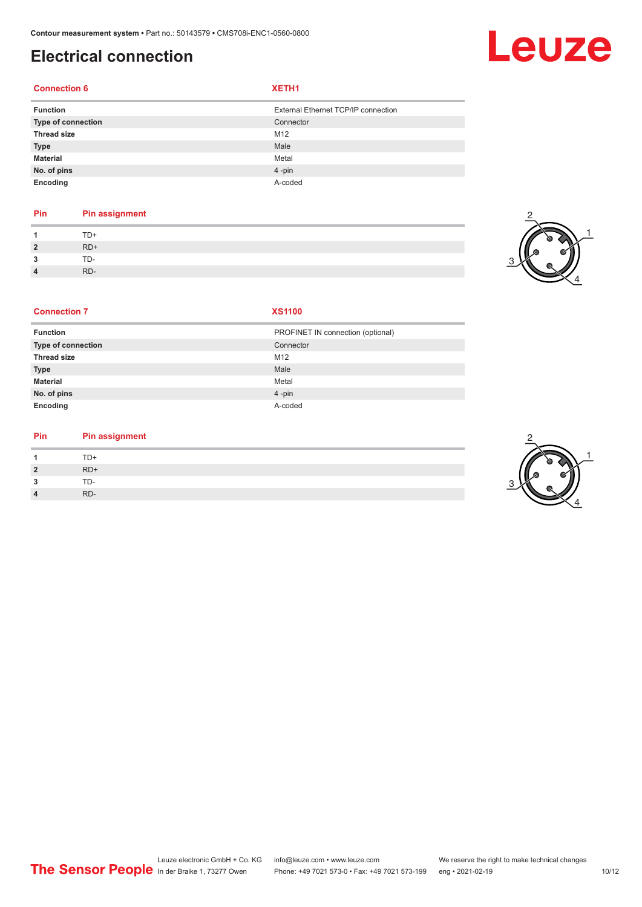# Electrical connection

| Connection 6 | XETH1 |
|---|---|
| **Function** | External Ethernet TCP/IP connection |
| **Type of connection** | Connector |
| **Thread size** | M12 |
| **Type** | Male |
| **Material** | Metal |
| **No. of pins** | 4 -pin |
| **Encoding** | A-coded |

| Pin | Pin assignment |
|---|---|
| **1** | TD+ |
| **2** | RD+ |
| **3** | TD- |
| **4** | RD- |

| Connection 7 | XS1100 |
|---|---|
| **Function** | PROFINET IN connection (optional) |
| **Type of connection** | Connector |
| **Thread size** | M12 |
| **Type** | Male |
| **Material** | Metal |
| **No. of pins** | 4 -pin |
| **Encoding** | A-coded |

| Pin | Pin assignment |
|---|---|
| **1** | TD+ |
| **2** | RD+ |
| **3** | TD- |
| **4** | RD- |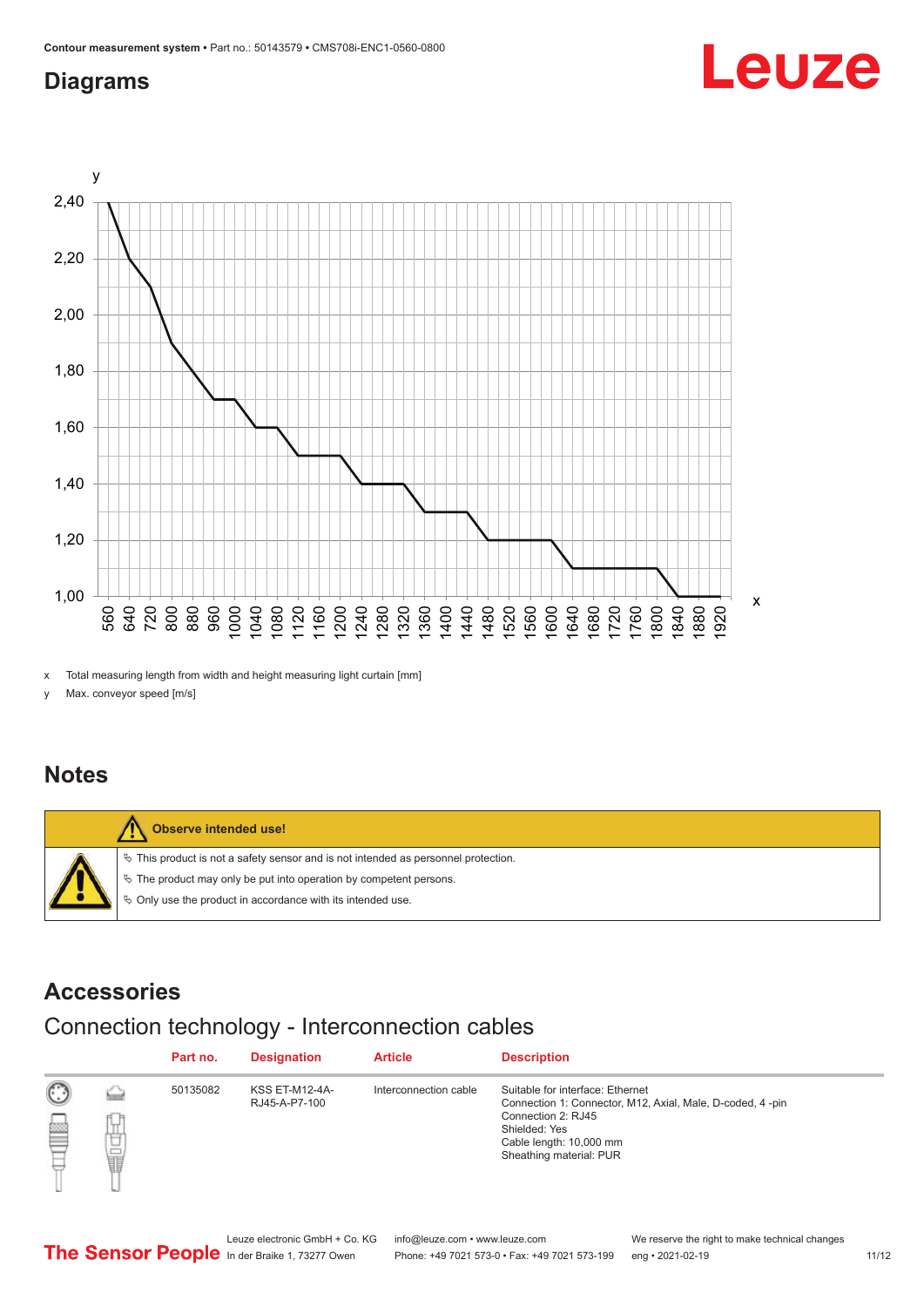## Diagrams

x Total measuring length from width and height measuring light curtain [mm]

y Max. conveyor speed [m/s]

## Notes

**Observe intended use!**

- ↳ This product is not a safety sensor and is not intended as personnel protection.
- ↳ The product may only be put into operation by competent persons.
- ↳ Only use the product in accordance with its intended use.

## Accessories

### Connection technology - Interconnection cables

| Part no. | Designation | Article | Description |
|---|---|---|---|
| 50135082 | KSS ET-M12-4A-RJ45-A-P7-100 | Interconnection cable | Suitable for interface: Ethernet<br>Connection 1: Connector, M12, Axial, Male, D-coded, 4 -pin<br>Connection 2: RJ45<br>Shielded: Yes<br>Cable length: 10,000 mm<br>Sheathing material: PUR |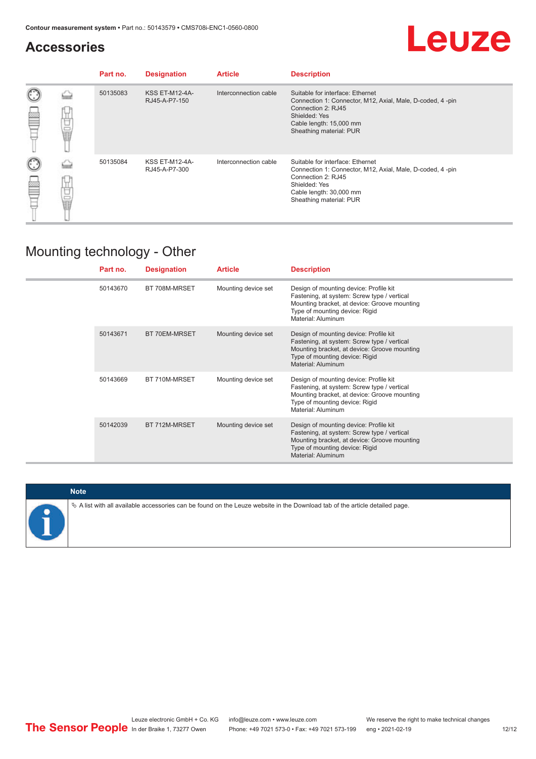## Accessories

| Part no. | Designation | Article | Description |
|---|---|---|---|
| 50135083 | KSS ET-M12-4A-RJ45-A-P7-150 | Interconnection cable | Suitable for interface: Ethernet<br>Connection 1: Connector, M12, Axial, Male, D-coded, 4 -pin<br>Connection 2: RJ45<br>Shielded: Yes<br>Cable length: 15,000 mm<br>Sheathing material: PUR |
| 50135084 | KSS ET-M12-4A-RJ45-A-P7-300 | Interconnection cable | Suitable for interface: Ethernet<br>Connection 1: Connector, M12, Axial, Male, D-coded, 4 -pin<br>Connection 2: RJ45<br>Shielded: Yes<br>Cable length: 30,000 mm<br>Sheathing material: PUR |

## Mounting technology - Other

| Part no. | Designation | Article | Description |
|---|---|---|---|
| 50143670 | BT 708M-MRSET | Mounting device set | Design of mounting device: Profile kit<br>Fastening, at system: Screw type / vertical<br>Mounting bracket, at device: Groove mounting<br>Type of mounting device: Rigid<br>Material: Aluminum |
| 50143671 | BT 70EM-MRSET | Mounting device set | Design of mounting device: Profile kit<br>Fastening, at system: Screw type / vertical<br>Mounting bracket, at device: Groove mounting<br>Type of mounting device: Rigid<br>Material: Aluminum |
| 50143669 | BT 710M-MRSET | Mounting device set | Design of mounting device: Profile kit<br>Fastening, at system: Screw type / vertical<br>Mounting bracket, at device: Groove mounting<br>Type of mounting device: Rigid<br>Material: Aluminum |
| 50142039 | BT 712M-MRSET | Mounting device set | Design of mounting device: Profile kit<br>Fastening, at system: Screw type / vertical<br>Mounting bracket, at device: Groove mounting<br>Type of mounting device: Rigid<br>Material: Aluminum |

**Note**

↳ A list with all available accessories can be found on the Leuze website in the Download tab of the article detailed page.